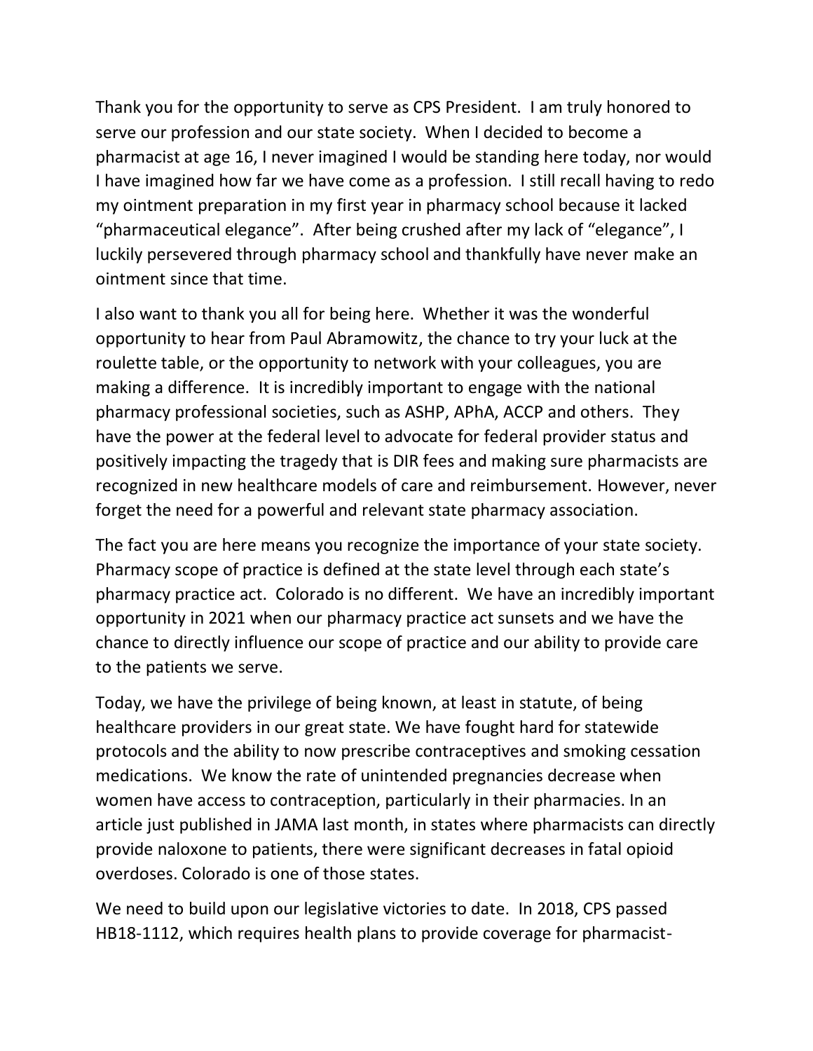Thank you for the opportunity to serve as CPS President. I am truly honored to serve our profession and our state society. When I decided to become a pharmacist at age 16, I never imagined I would be standing here today, nor would I have imagined how far we have come as a profession. I still recall having to redo my ointment preparation in my first year in pharmacy school because it lacked "pharmaceutical elegance". After being crushed after my lack of "elegance", I luckily persevered through pharmacy school and thankfully have never make an ointment since that time.

I also want to thank you all for being here. Whether it was the wonderful opportunity to hear from Paul Abramowitz, the chance to try your luck at the roulette table, or the opportunity to network with your colleagues, you are making a difference. It is incredibly important to engage with the national pharmacy professional societies, such as ASHP, APhA, ACCP and others. They have the power at the federal level to advocate for federal provider status and positively impacting the tragedy that is DIR fees and making sure pharmacists are recognized in new healthcare models of care and reimbursement. However, never forget the need for a powerful and relevant state pharmacy association.

The fact you are here means you recognize the importance of your state society. Pharmacy scope of practice is defined at the state level through each state's pharmacy practice act. Colorado is no different. We have an incredibly important opportunity in 2021 when our pharmacy practice act sunsets and we have the chance to directly influence our scope of practice and our ability to provide care to the patients we serve.

Today, we have the privilege of being known, at least in statute, of being healthcare providers in our great state. We have fought hard for statewide protocols and the ability to now prescribe contraceptives and smoking cessation medications. We know the rate of unintended pregnancies decrease when women have access to contraception, particularly in their pharmacies. In an article just published in JAMA last month, in states where pharmacists can directly provide naloxone to patients, there were significant decreases in fatal opioid overdoses. Colorado is one of those states.

We need to build upon our legislative victories to date. In 2018, CPS passed HB18-1112, which requires health plans to provide coverage for pharmacist-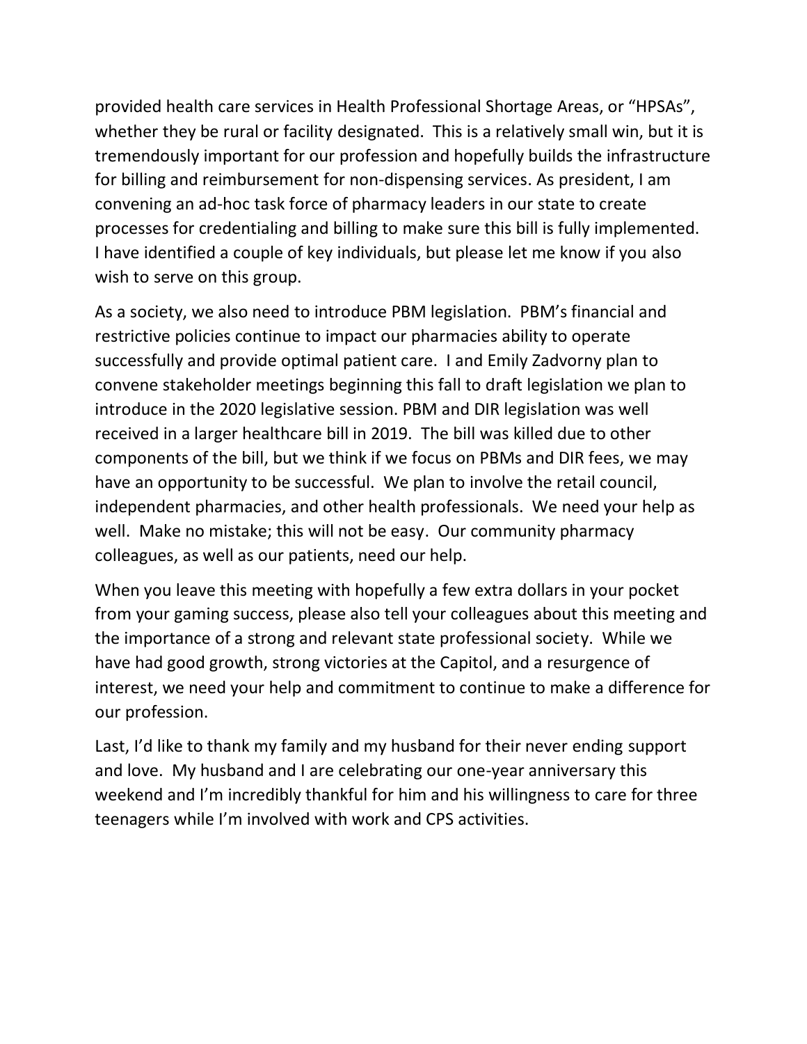provided health care services in Health Professional Shortage Areas, or "HPSAs", whether they be rural or facility designated. This is a relatively small win, but it is tremendously important for our profession and hopefully builds the infrastructure for billing and reimbursement for non-dispensing services. As president, I am convening an ad-hoc task force of pharmacy leaders in our state to create processes for credentialing and billing to make sure this bill is fully implemented. I have identified a couple of key individuals, but please let me know if you also wish to serve on this group.

As a society, we also need to introduce PBM legislation. PBM's financial and restrictive policies continue to impact our pharmacies ability to operate successfully and provide optimal patient care. I and Emily Zadvorny plan to convene stakeholder meetings beginning this fall to draft legislation we plan to introduce in the 2020 legislative session. PBM and DIR legislation was well received in a larger healthcare bill in 2019. The bill was killed due to other components of the bill, but we think if we focus on PBMs and DIR fees, we may have an opportunity to be successful. We plan to involve the retail council, independent pharmacies, and other health professionals. We need your help as well. Make no mistake; this will not be easy. Our community pharmacy colleagues, as well as our patients, need our help.

When you leave this meeting with hopefully a few extra dollars in your pocket from your gaming success, please also tell your colleagues about this meeting and the importance of a strong and relevant state professional society. While we have had good growth, strong victories at the Capitol, and a resurgence of interest, we need your help and commitment to continue to make a difference for our profession.

Last, I'd like to thank my family and my husband for their never ending support and love. My husband and I are celebrating our one-year anniversary this weekend and I'm incredibly thankful for him and his willingness to care for three teenagers while I'm involved with work and CPS activities.